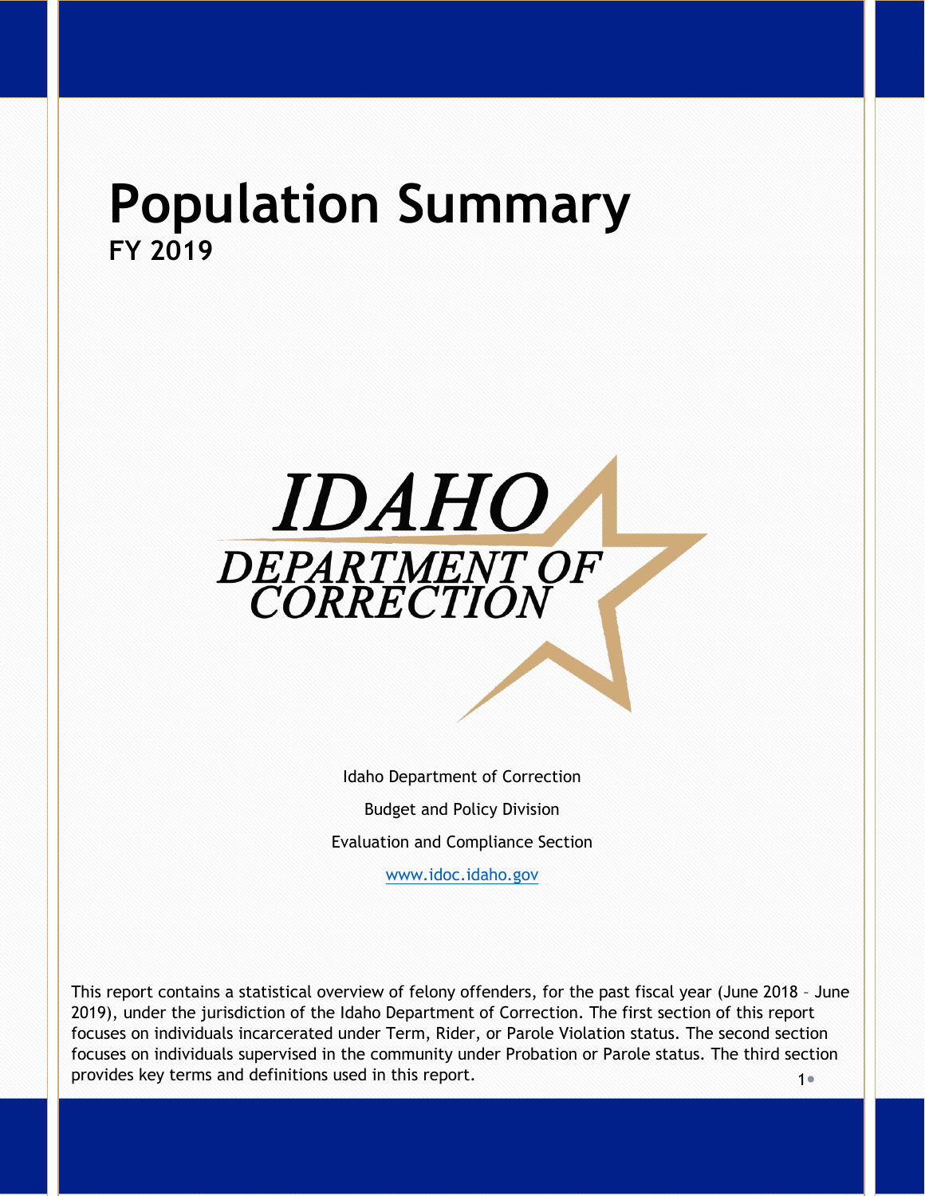# Population Summary

**FY 2019**

IDAHO DEPARTMENT OF CORRECTION

Idaho Department of Correction

Budget and Policy Division

Evaluation and Compliance Section

www.idoc.idaho.gov

This report contains a statistical overview of felony offenders, for the past fiscal year (June 2018 – June 2019), under the jurisdiction of the Idaho Department of Correction. The first section of this report focuses on individuals incarcerated under Term, Rider, or Parole Violation status. The second section focuses on individuals supervised in the community under Probation or Parole status. The third section provides key terms and definitions used in this report.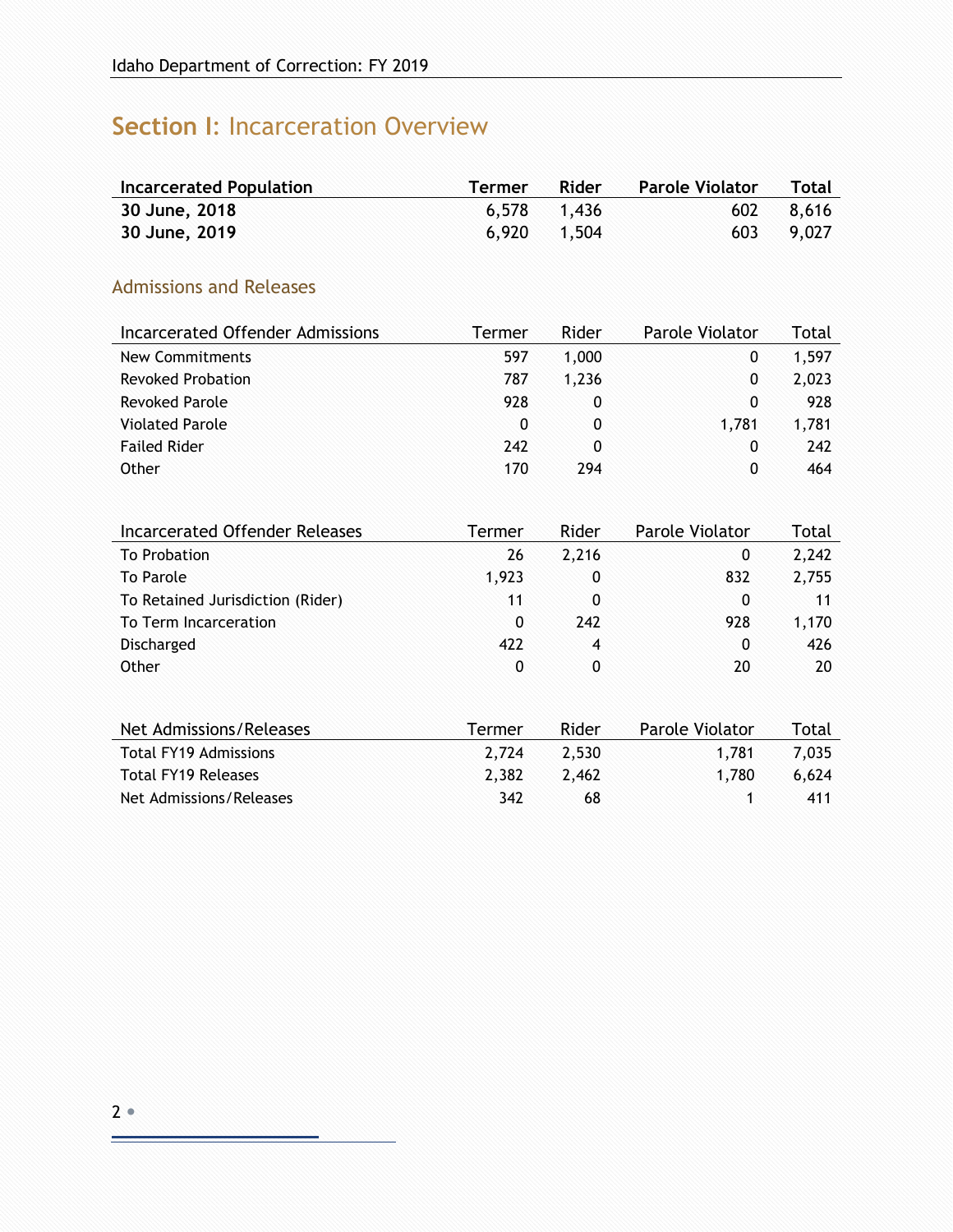# **Section I:** Incarceration Overview

| **Incarcerated Population** | **Termer** | **Rider** | **Parole Violator** | **Total** |
|---|---|---|---|---|
| **30 June, 2018** | 6,578 | 1,436 | 602 | 8,616 |
| **30 June, 2019** | 6,920 | 1,504 | 603 | 9,027 |

## Admissions and Releases

| Incarcerated Offender Admissions | Termer | Rider | Parole Violator | Total |
|---|---|---|---|---|
| New Commitments | 597 | 1,000 | 0 | 1,597 |
| Revoked Probation | 787 | 1,236 | 0 | 2,023 |
| Revoked Parole | 928 | 0 | 0 | 928 |
| Violated Parole | 0 | 0 | 1,781 | 1,781 |
| Failed Rider | 242 | 0 | 0 | 242 |
| Other | 170 | 294 | 0 | 464 |

| Incarcerated Offender Releases | Termer | Rider | Parole Violator | Total |
|---|---|---|---|---|
| To Probation | 26 | 2,216 | 0 | 2,242 |
| To Parole | 1,923 | 0 | 832 | 2,755 |
| To Retained Jurisdiction (Rider) | 11 | 0 | 0 | 11 |
| To Term Incarceration | 0 | 242 | 928 | 1,170 |
| Discharged | 422 | 4 | 0 | 426 |
| Other | 0 | 0 | 20 | 20 |

| Net Admissions/Releases | Termer | Rider | Parole Violator | Total |
|---|---|---|---|---|
| Total FY19 Admissions | 2,724 | 2,530 | 1,781 | 7,035 |
| Total FY19 Releases | 2,382 | 2,462 | 1,780 | 6,624 |
| Net Admissions/Releases | 342 | 68 | 1 | 411 |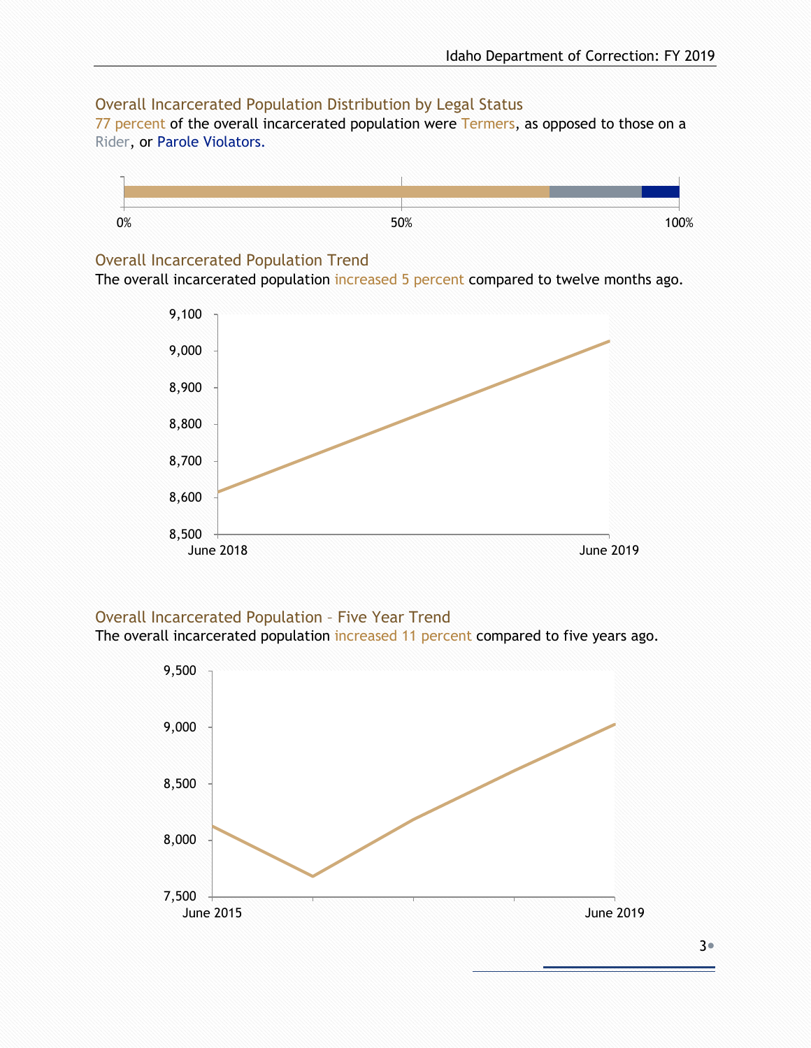## Overall Incarcerated Population Distribution by Legal Status

77 percent of the overall incarcerated population were Termers, as opposed to those on a Rider, or Parole Violators.

0% 50% 100%

## Overall Incarcerated Population Trend

The overall incarcerated population increased 5 percent compared to twelve months ago.

9,100
9,000
8,900
8,800
8,700
8,600
8,500

June 2018 June 2019

## Overall Incarcerated Population – Five Year Trend

The overall incarcerated population increased 11 percent compared to five years ago.

9,500
9,000
8,500
8,000
7,500

June 2015 June 2019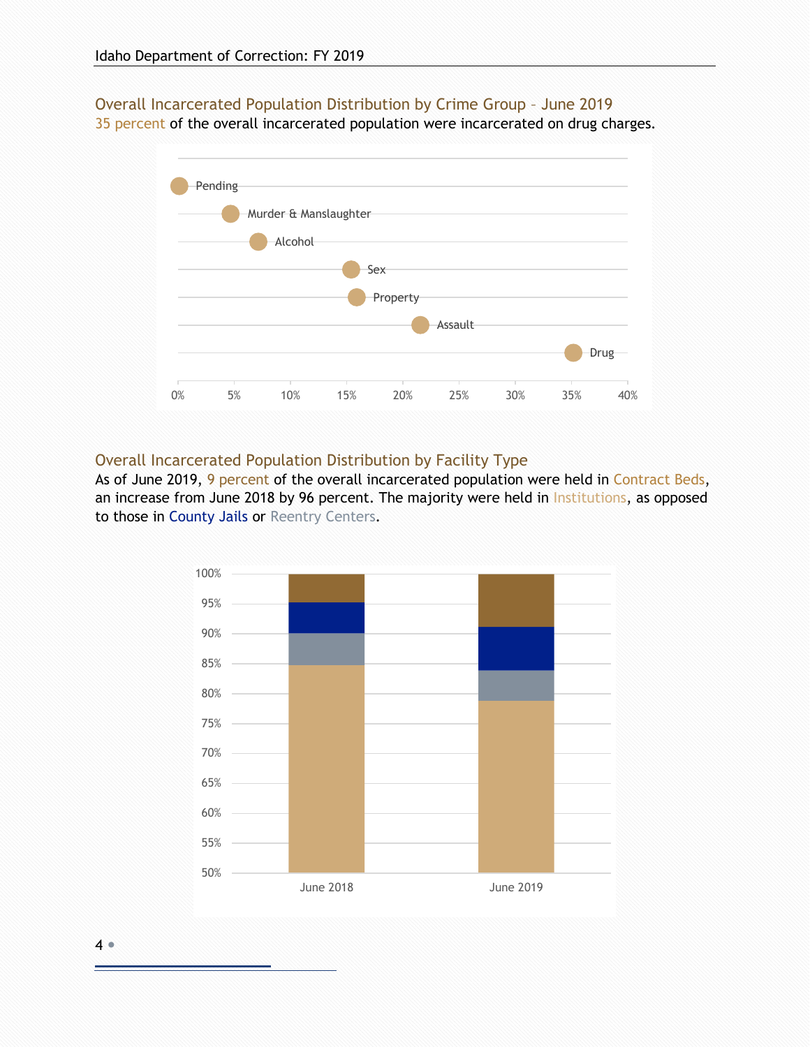## Overall Incarcerated Population Distribution by Crime Group – June 2019

35 percent of the overall incarcerated population were incarcerated on drug charges.

Pending

Murder & Manslaughter

Alcohol

Sex

Property

Assault

Drug

0% 5% 10% 15% 20% 25% 30% 35% 40%

## Overall Incarcerated Population Distribution by Facility Type

As of June 2019, 9 percent of the overall incarcerated population were held in Contract Beds, an increase from June 2018 by 96 percent. The majority were held in Institutions, as opposed to those in County Jails or Reentry Centers.

100%
95%
90%
85%
80%
75%
70%
65%
60%
55%
50%

June 2018 June 2019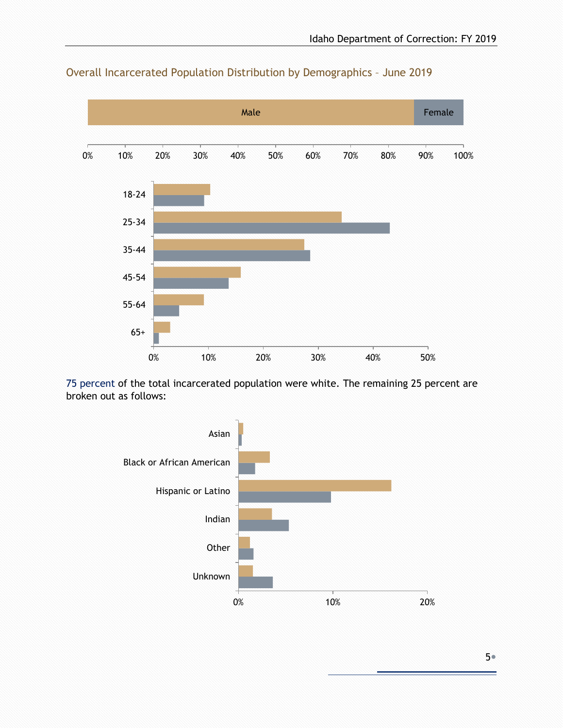## Overall Incarcerated Population Distribution by Demographics – June 2019

Male | Female

0% 10% 20% 30% 40% 50% 60% 70% 80% 90% 100%

18-24
25-34
35-44
45-54
55-64
65+

0% 10% 20% 30% 40% 50%

75 percent of the total incarcerated population were white. The remaining 25 percent are broken out as follows:

Asian
Black or African American
Hispanic or Latino
Indian
Other
Unknown

0% 10% 20%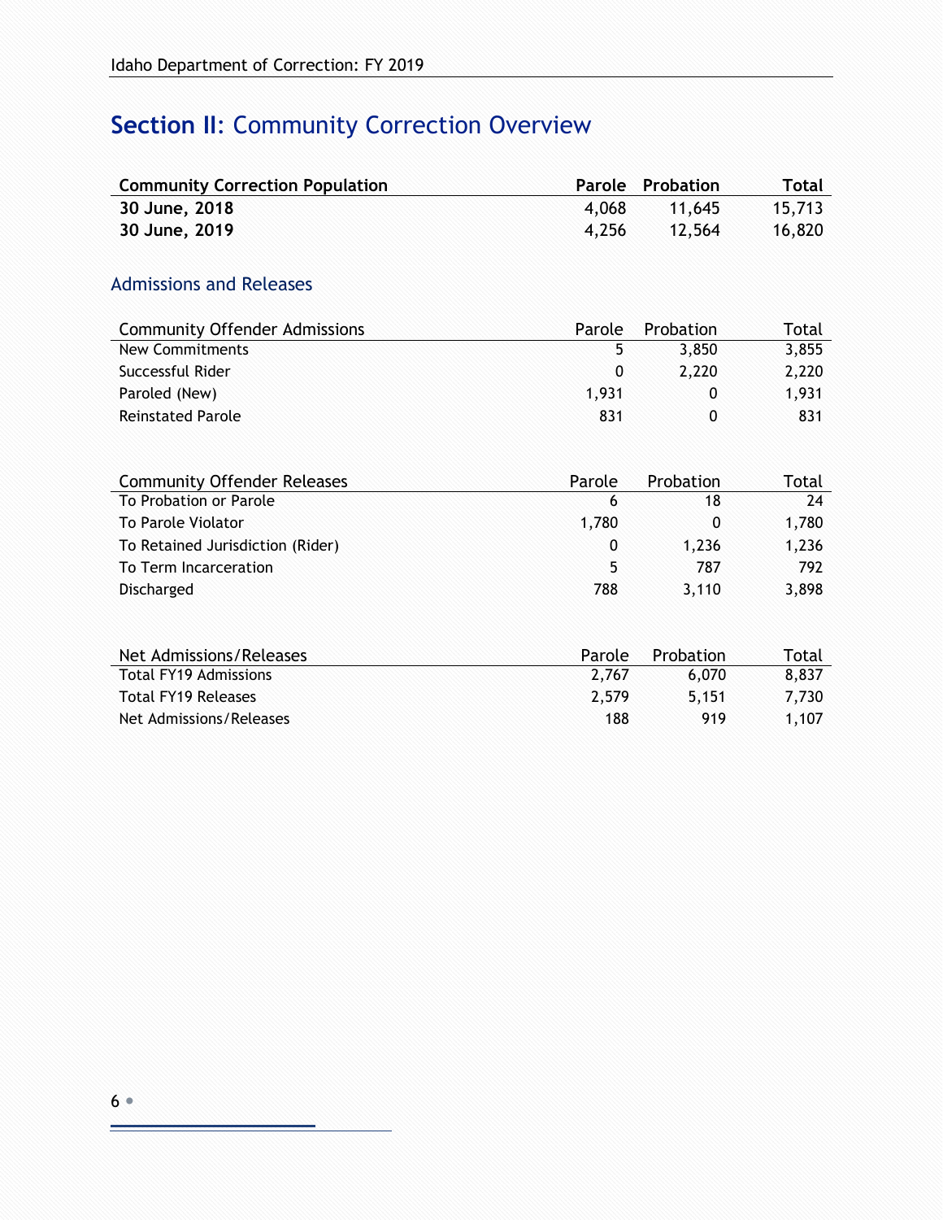# Section II: Community Correction Overview

| Community Correction Population | Parole | Probation | Total |
|---|---|---|---|
| **30 June, 2018** | 4,068 | 11,645 | 15,713 |
| **30 June, 2019** | 4,256 | 12,564 | 16,820 |

## Admissions and Releases

| Community Offender Admissions | Parole | Probation | Total |
|---|---|---|---|
| New Commitments | 5 | 3,850 | 3,855 |
| Successful Rider | 0 | 2,220 | 2,220 |
| Paroled (New) | 1,931 | 0 | 1,931 |
| Reinstated Parole | 831 | 0 | 831 |

| Community Offender Releases | Parole | Probation | Total |
|---|---|---|---|
| To Probation or Parole | 6 | 18 | 24 |
| To Parole Violator | 1,780 | 0 | 1,780 |
| To Retained Jurisdiction (Rider) | 0 | 1,236 | 1,236 |
| To Term Incarceration | 5 | 787 | 792 |
| Discharged | 788 | 3,110 | 3,898 |

| Net Admissions/Releases | Parole | Probation | Total |
|---|---|---|---|
| Total FY19 Admissions | 2,767 | 6,070 | 8,837 |
| Total FY19 Releases | 2,579 | 5,151 | 7,730 |
| Net Admissions/Releases | 188 | 919 | 1,107 |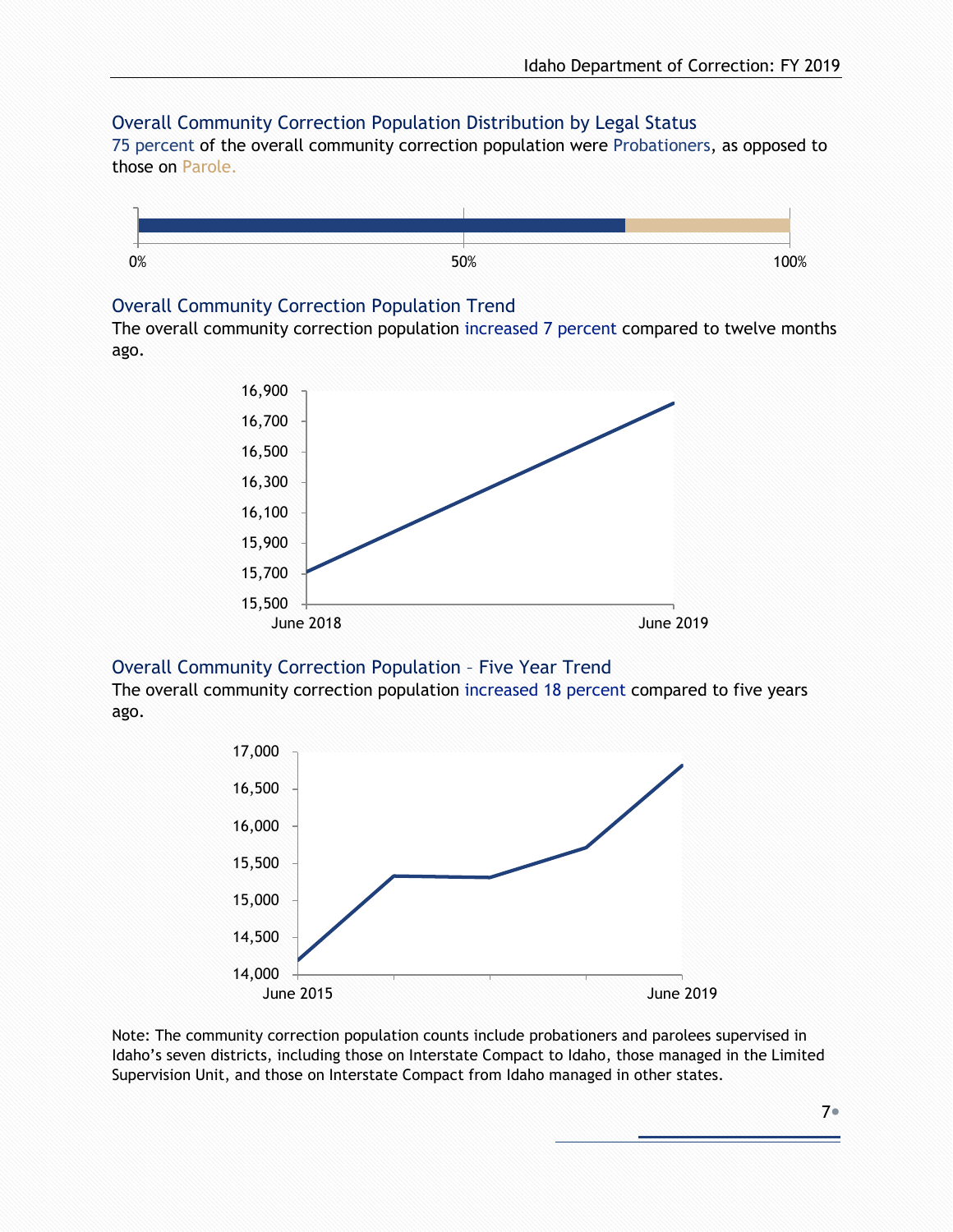## Overall Community Correction Population Distribution by Legal Status

75 percent of the overall community correction population were Probationers, as opposed to those on Parole.

0% 50% 100%

## Overall Community Correction Population Trend

The overall community correction population increased 7 percent compared to twelve months ago.

16,900
16,700
16,500
16,300
16,100
15,900
15,700
15,500

June 2018 June 2019

## Overall Community Correction Population – Five Year Trend

The overall community correction population increased 18 percent compared to five years ago.

17,000
16,500
16,000
15,500
15,000
14,500
14,000

June 2015 June 2019

Note: The community correction population counts include probationers and parolees supervised in Idaho's seven districts, including those on Interstate Compact to Idaho, those managed in the Limited Supervision Unit, and those on Interstate Compact from Idaho managed in other states.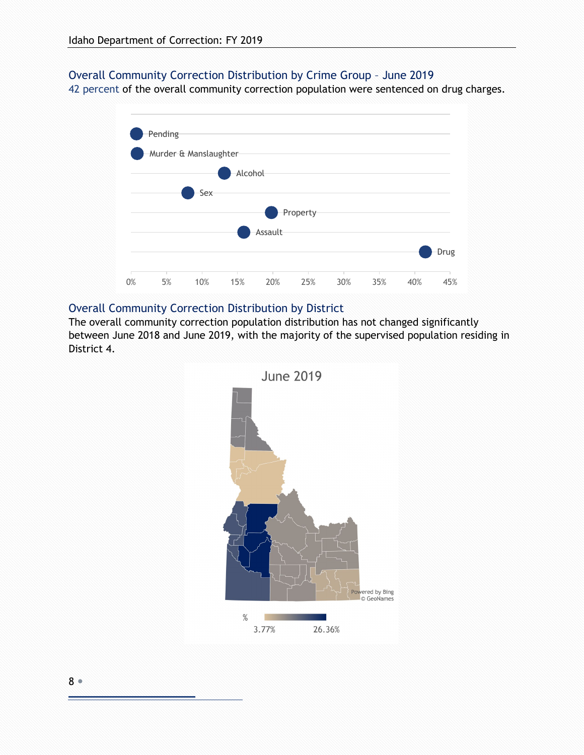### Overall Community Correction Distribution by Crime Group – June 2019

42 percent of the overall community correction population were sentenced on drug charges.

### Overall Community Correction Distribution by District

The overall community correction population distribution has not changed significantly between June 2018 and June 2019, with the majority of the supervised population residing in District 4.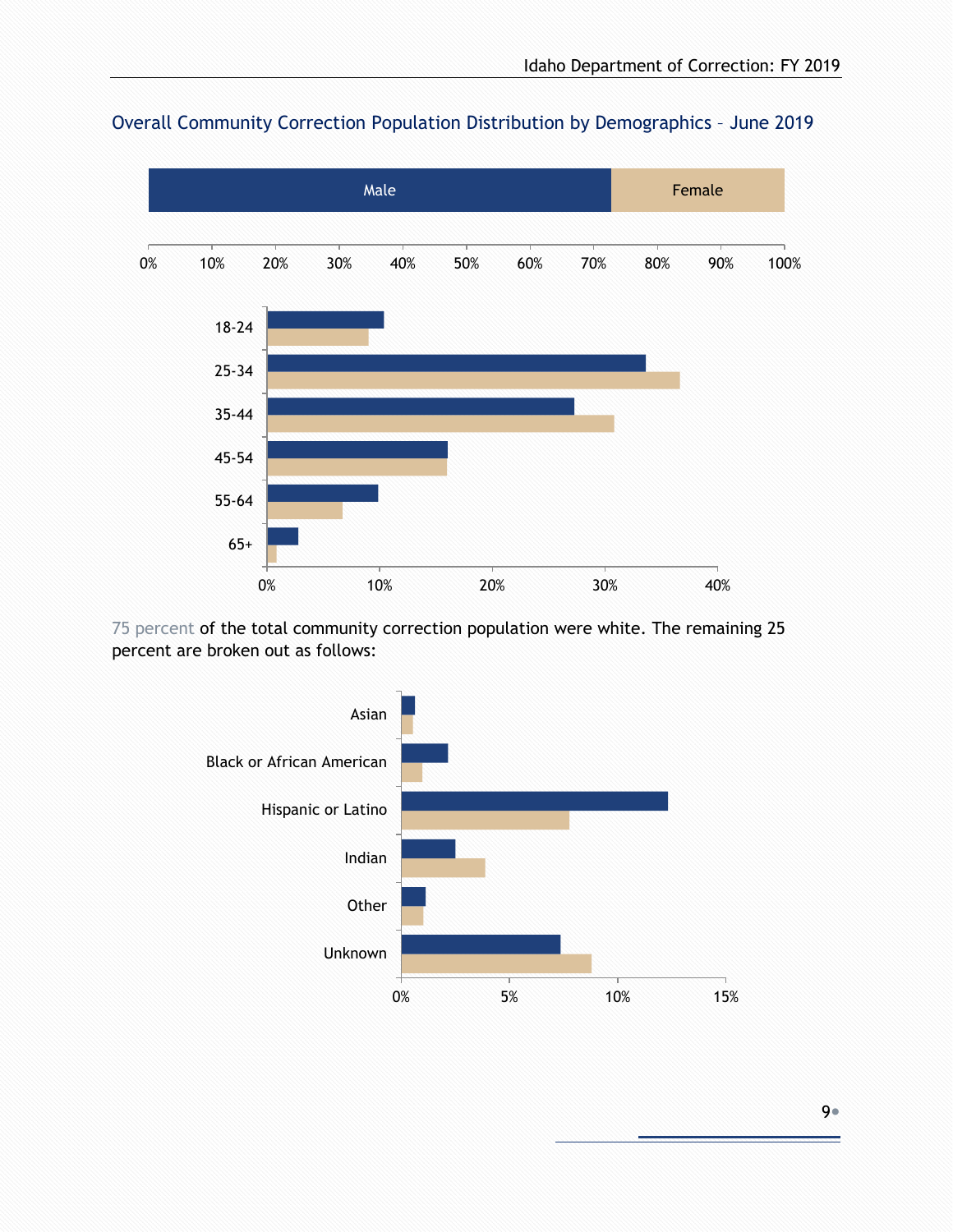## Overall Community Correction Population Distribution by Demographics – June 2019

Male | Female

0% 10% 20% 30% 40% 50% 60% 70% 80% 90% 100%

18-24
25-34
35-44
45-54
55-64
65+

0% 10% 20% 30% 40%

75 percent of the total community correction population were white. The remaining 25 percent are broken out as follows:

Asian
Black or African American
Hispanic or Latino
Indian
Other
Unknown

0% 5% 10% 15%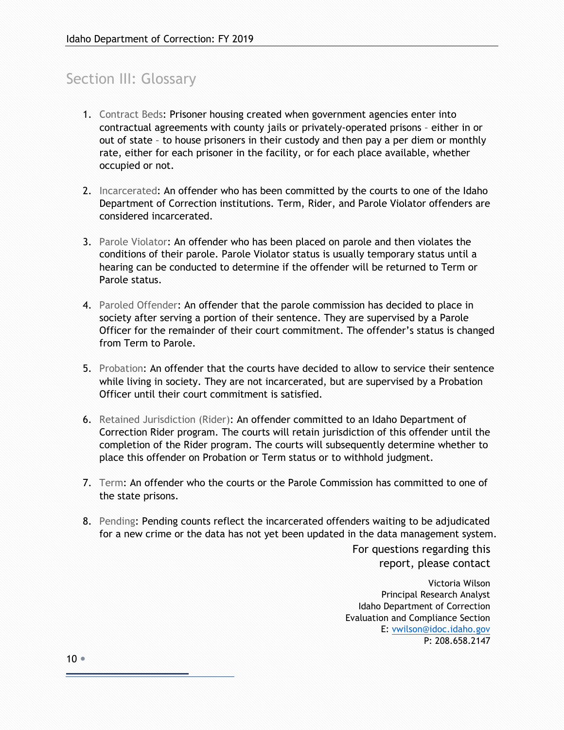## Section III: Glossary

1. Contract Beds: Prisoner housing created when government agencies enter into contractual agreements with county jails or privately-operated prisons – either in or out of state – to house prisoners in their custody and then pay a per diem or monthly rate, either for each prisoner in the facility, or for each place available, whether occupied or not.

2. Incarcerated: An offender who has been committed by the courts to one of the Idaho Department of Correction institutions. Term, Rider, and Parole Violator offenders are considered incarcerated.

3. Parole Violator: An offender who has been placed on parole and then violates the conditions of their parole. Parole Violator status is usually temporary status until a hearing can be conducted to determine if the offender will be returned to Term or Parole status.

4. Paroled Offender: An offender that the parole commission has decided to place in society after serving a portion of their sentence. They are supervised by a Parole Officer for the remainder of their court commitment. The offender's status is changed from Term to Parole.

5. Probation: An offender that the courts have decided to allow to service their sentence while living in society. They are not incarcerated, but are supervised by a Probation Officer until their court commitment is satisfied.

6. Retained Jurisdiction (Rider): An offender committed to an Idaho Department of Correction Rider program. The courts will retain jurisdiction of this offender until the completion of the Rider program. The courts will subsequently determine whether to place this offender on Probation or Term status or to withhold judgment.

7. Term: An offender who the courts or the Parole Commission has committed to one of the state prisons.

8. Pending: Pending counts reflect the incarcerated offenders waiting to be adjudicated for a new crime or the data has not yet been updated in the data management system.

For questions regarding this report, please contact

Victoria Wilson
Principal Research Analyst
Idaho Department of Correction
Evaluation and Compliance Section
E: vwilson@idoc.idaho.gov
P: 208.658.2147